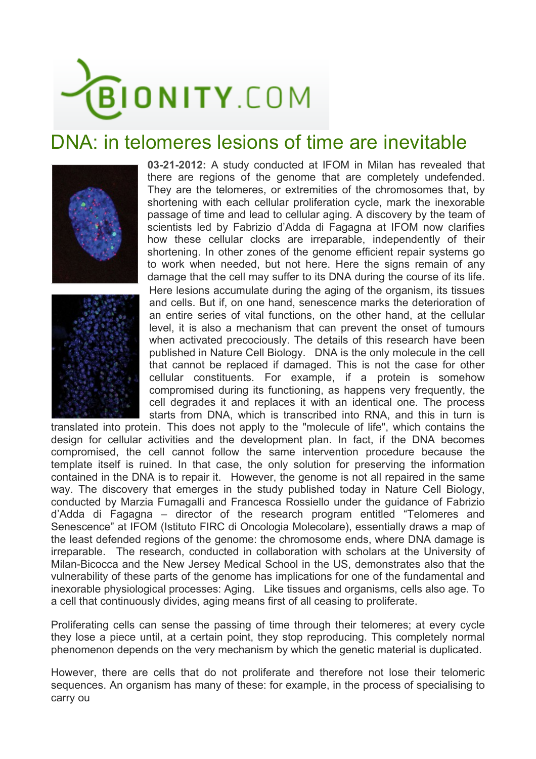# DNA: in telomeres lesions of time are inevitable

**03-21-2012:** A study conducted at IFOM in Milan has revealed that there are regions of the genome that are completely undefended. They are the telomeres, or extremities of the chromosomes that, by shortening with each cellular proliferation cycle, mark the inexorable passage of time and lead to cellular aging. A discovery by the team of scientists led by Fabrizio d'Adda di Fagagna at IFOM now clarifies how these cellular clocks are irreparable, independently of their shortening. In other zones of the genome efficient repair systems go to work when needed, but not here. Here the signs remain of any damage that the cell may suffer to its DNA during the course of its life. Here lesions accumulate during the aging of the organism, its tissues and cells. But if, on one hand, senescence marks the deterioration of an entire series of vital functions, on the other hand, at the cellular level, it is also a mechanism that can prevent the onset of tumours when activated precociously. The details of this research have been published in Nature Cell Biology. DNA is the only molecule in the cell that cannot be replaced if damaged. This is not the case for other cellular constituents. For example, if a protein is somehow compromised during its functioning, as happens very frequently, the cell degrades it and replaces it with an identical one. The process starts from DNA, which is transcribed into RNA, and this in turn is translated into protein. This does not apply to the "molecule of life", which contains the design for cellular activities and the development plan. In fact, if the DNA becomes compromised, the cell cannot follow the same intervention procedure because the template itself is ruined. In that case, the only solution for preserving the information contained in the DNA is to repair it. However, the genome is not all repaired in the same way. The discovery that emerges in the study published today in Nature Cell Biology, conducted by Marzia Fumagalli and Francesca Rossiello under the guidance of Fabrizio d'Adda di Fagagna – director of the research program entitled "Telomeres and Senescence" at IFOM (Istituto FIRC di Oncologia Molecolare), essentially draws a map of the least defended regions of the genome: the chromosome ends, where DNA damage is irreparable. The research, conducted in collaboration with scholars at the University of Milan-Bicocca and the New Jersey Medical School in the US, demonstrates also that the vulnerability of these parts of the genome has implications for one of the fundamental and inexorable physiological processes: Aging. Like tissues and organisms, cells also age. To a cell that continuously divides, aging means first of all ceasing to proliferate.

Proliferating cells can sense the passing of time through their telomeres; at every cycle they lose a piece until, at a certain point, they stop reproducing. This completely normal phenomenon depends on the very mechanism by which the genetic material is duplicated.

However, there are cells that do not proliferate and therefore not lose their telomeric sequences. An organism has many of these: for example, in the process of specialising to carry ou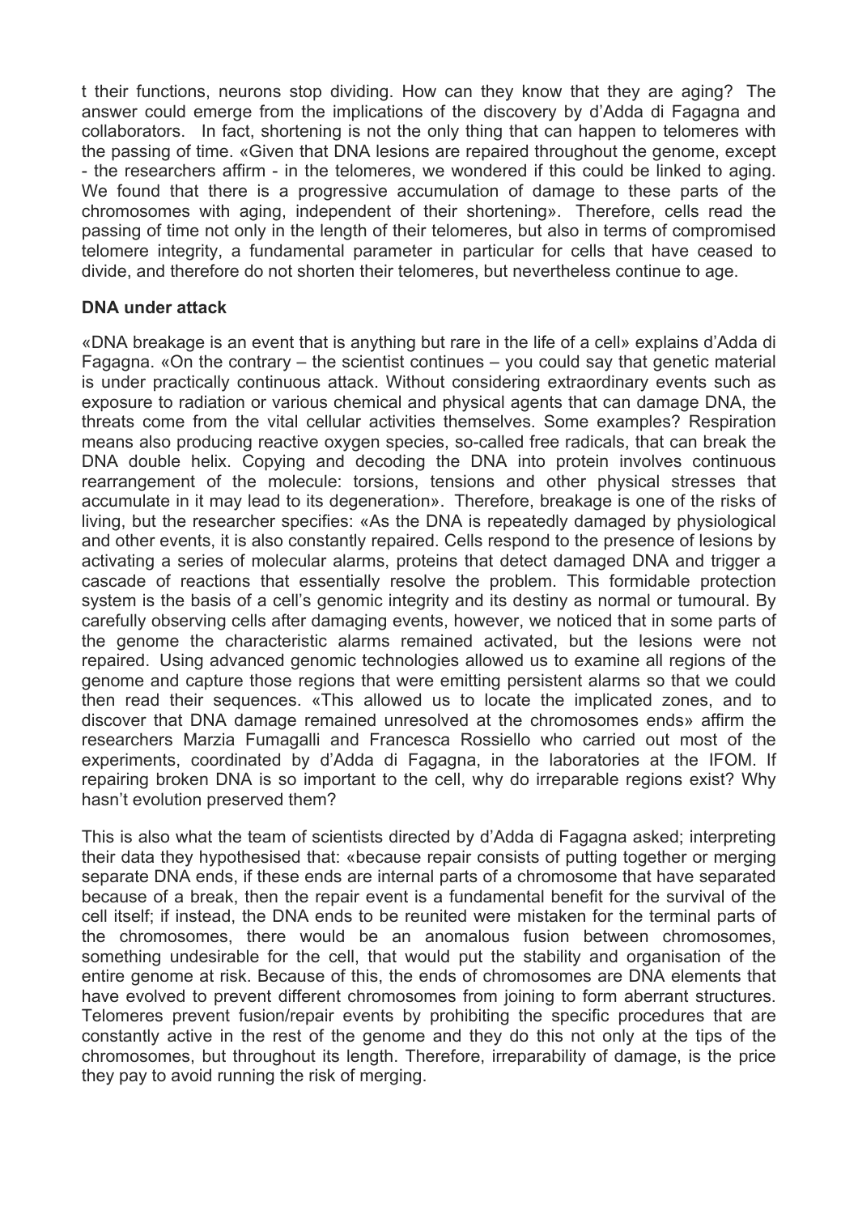t their functions, neurons stop dividing. How can they know that they are aging? The answer could emerge from the implications of the discovery by d'Adda di Fagagna and collaborators. In fact, shortening is not the only thing that can happen to telomeres with the passing of time. «Given that DNA lesions are repaired throughout the genome, except - the researchers affirm - in the telomeres, we wondered if this could be linked to aging. We found that there is a progressive accumulation of damage to these parts of the chromosomes with aging, independent of their shortening». Therefore, cells read the passing of time not only in the length of their telomeres, but also in terms of compromised telomere integrity, a fundamental parameter in particular for cells that have ceased to divide, and therefore do not shorten their telomeres, but nevertheless continue to age.

**DNA under attack**

«DNA breakage is an event that is anything but rare in the life of a cell» explains d'Adda di Fagagna. «On the contrary – the scientist continues – you could say that genetic material is under practically continuous attack. Without considering extraordinary events such as exposure to radiation or various chemical and physical agents that can damage DNA, the threats come from the vital cellular activities themselves. Some examples? Respiration means also producing reactive oxygen species, so-called free radicals, that can break the DNA double helix. Copying and decoding the DNA into protein involves continuous rearrangement of the molecule: torsions, tensions and other physical stresses that accumulate in it may lead to its degeneration». Therefore, breakage is one of the risks of living, but the researcher specifies: «As the DNA is repeatedly damaged by physiological and other events, it is also constantly repaired. Cells respond to the presence of lesions by activating a series of molecular alarms, proteins that detect damaged DNA and trigger a cascade of reactions that essentially resolve the problem. This formidable protection system is the basis of a cell's genomic integrity and its destiny as normal or tumoural. By carefully observing cells after damaging events, however, we noticed that in some parts of the genome the characteristic alarms remained activated, but the lesions were not repaired. Using advanced genomic technologies allowed us to examine all regions of the genome and capture those regions that were emitting persistent alarms so that we could then read their sequences. «This allowed us to locate the implicated zones, and to discover that DNA damage remained unresolved at the chromosomes ends» affirm the researchers Marzia Fumagalli and Francesca Rossiello who carried out most of the experiments, coordinated by d'Adda di Fagagna, in the laboratories at the IFOM. If repairing broken DNA is so important to the cell, why do irreparable regions exist? Why hasn't evolution preserved them?

This is also what the team of scientists directed by d'Adda di Fagagna asked; interpreting their data they hypothesised that: «because repair consists of putting together or merging separate DNA ends, if these ends are internal parts of a chromosome that have separated because of a break, then the repair event is a fundamental benefit for the survival of the cell itself; if instead, the DNA ends to be reunited were mistaken for the terminal parts of the chromosomes, there would be an anomalous fusion between chromosomes, something undesirable for the cell, that would put the stability and organisation of the entire genome at risk. Because of this, the ends of chromosomes are DNA elements that have evolved to prevent different chromosomes from joining to form aberrant structures. Telomeres prevent fusion/repair events by prohibiting the specific procedures that are constantly active in the rest of the genome and they do this not only at the tips of the chromosomes, but throughout its length. Therefore, irreparability of damage, is the price they pay to avoid running the risk of merging.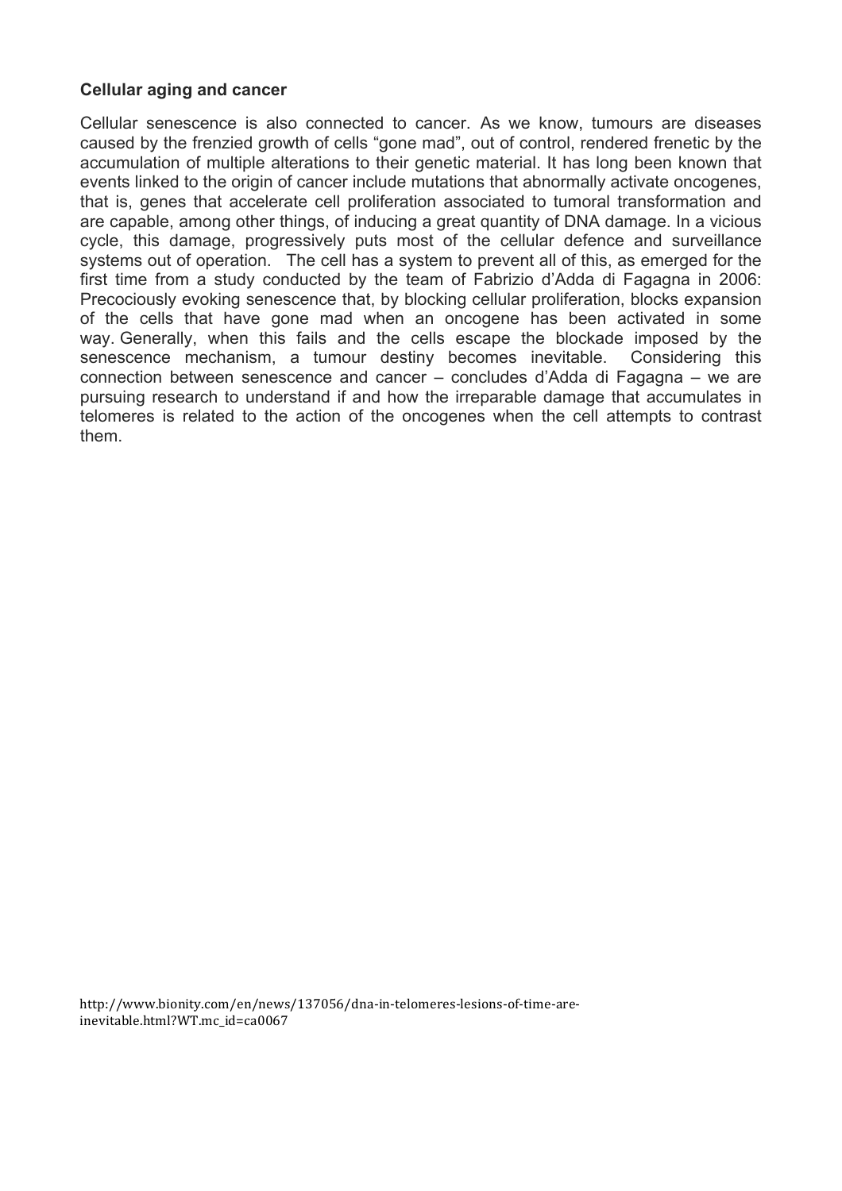**Cellular aging and cancer**

Cellular senescence is also connected to cancer. As we know, tumours are diseases caused by the frenzied growth of cells "gone mad", out of control, rendered frenetic by the accumulation of multiple alterations to their genetic material. It has long been known that events linked to the origin of cancer include mutations that abnormally activate oncogenes, that is, genes that accelerate cell proliferation associated to tumoral transformation and are capable, among other things, of inducing a great quantity of DNA damage. In a vicious cycle, this damage, progressively puts most of the cellular defence and surveillance systems out of operation. The cell has a system to prevent all of this, as emerged for the first time from a study conducted by the team of Fabrizio d'Adda di Fagagna in 2006: Precociously evoking senescence that, by blocking cellular proliferation, blocks expansion of the cells that have gone mad when an oncogene has been activated in some way. Generally, when this fails and the cells escape the blockade imposed by the senescence mechanism, a tumour destiny becomes inevitable. Considering this connection between senescence and cancer – concludes d'Adda di Fagagna – we are pursuing research to understand if and how the irreparable damage that accumulates in telomeres is related to the action of the oncogenes when the cell attempts to contrast them.

http://www.bionity.com/en/news/137056/dna-in-telomeres-lesions-of-time-are-inevitable.html?WT.mc_id=ca0067